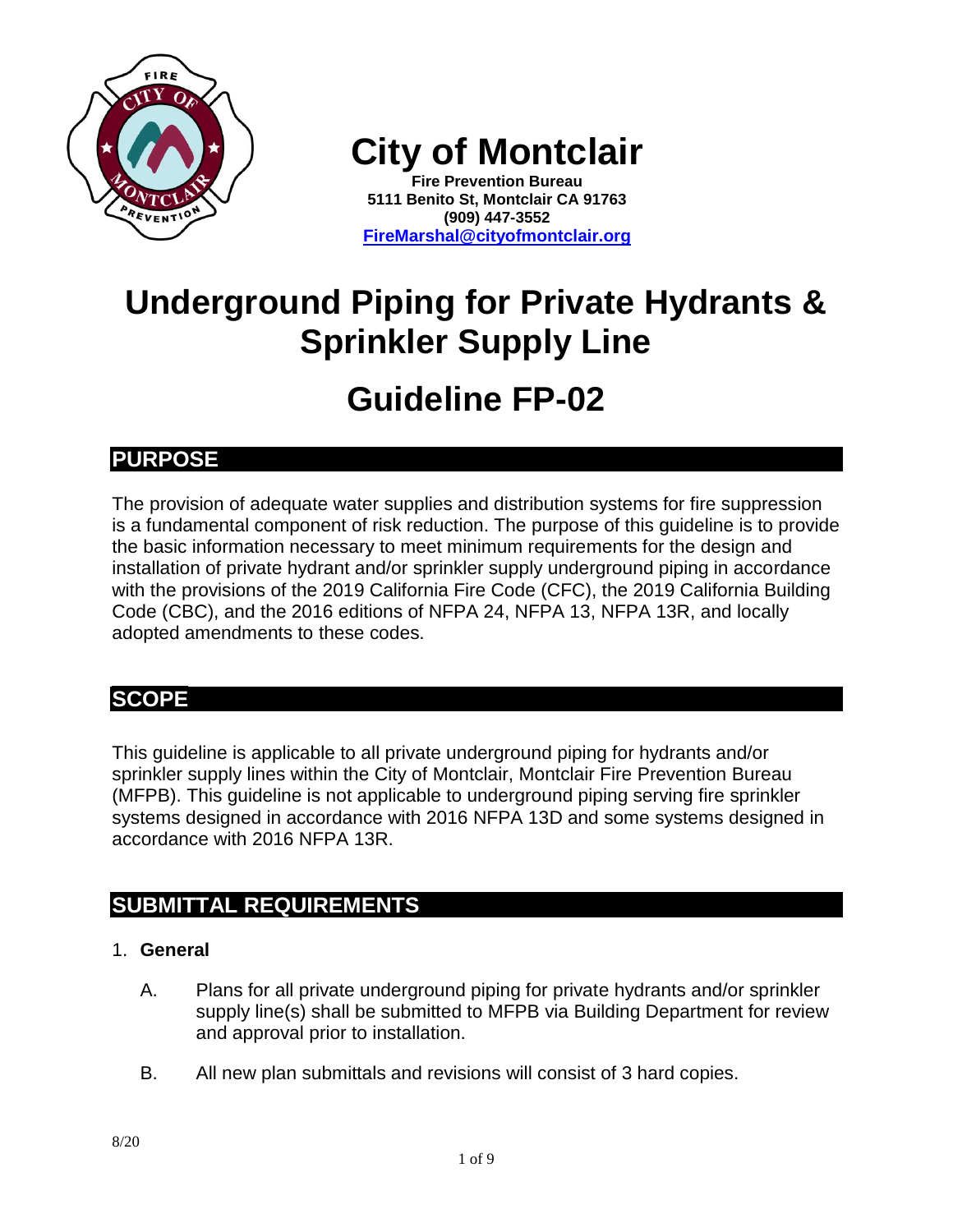# City of Montclair

**Fire Prevention Bureau**
**5111 Benito St, Montclair CA 91763**
**(909) 447-3552**
**FireMarshal@cityofmontclair.org**

# Underground Piping for Private Hydrants & Sprinkler Supply Line

# Guideline FP-02

## PURPOSE

The provision of adequate water supplies and distribution systems for fire suppression is a fundamental component of risk reduction. The purpose of this guideline is to provide the basic information necessary to meet minimum requirements for the design and installation of private hydrant and/or sprinkler supply underground piping in accordance with the provisions of the 2019 California Fire Code (CFC), the 2019 California Building Code (CBC), and the 2016 editions of NFPA 24, NFPA 13, NFPA 13R, and locally adopted amendments to these codes.

## SCOPE

This guideline is applicable to all private underground piping for hydrants and/or sprinkler supply lines within the City of Montclair, Montclair Fire Prevention Bureau (MFPB). This guideline is not applicable to underground piping serving fire sprinkler systems designed in accordance with 2016 NFPA 13D and some systems designed in accordance with 2016 NFPA 13R.

## SUBMITTAL REQUIREMENTS

1. **General**

   A. Plans for all private underground piping for private hydrants and/or sprinkler supply line(s) shall be submitted to MFPB via Building Department for review and approval prior to installation.

   B. All new plan submittals and revisions will consist of 3 hard copies.

8/20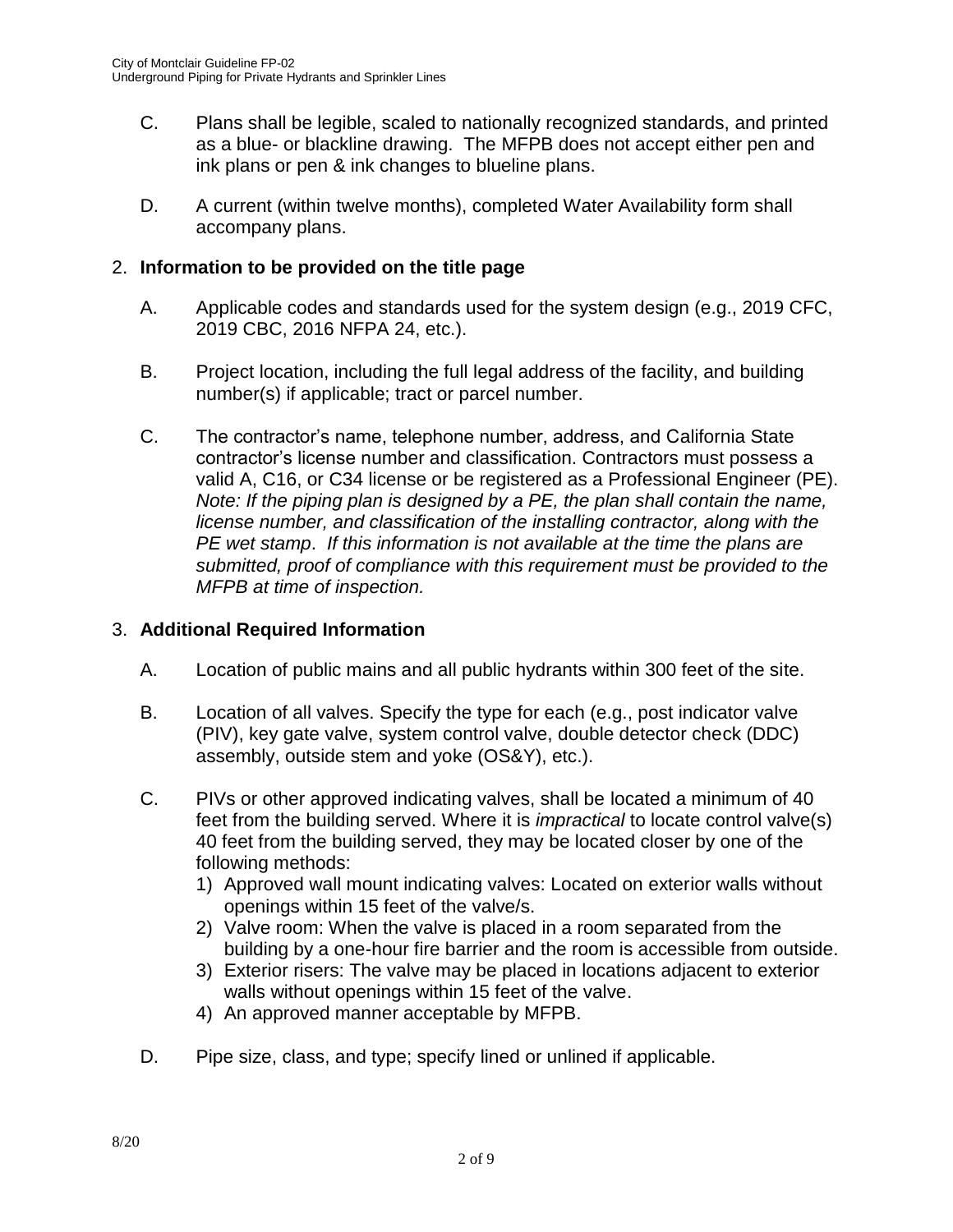C. Plans shall be legible, scaled to nationally recognized standards, and printed as a blue- or blackline drawing. The MFPB does not accept either pen and ink plans or pen & ink changes to blueline plans.

D. A current (within twelve months), completed Water Availability form shall accompany plans.

2. **Information to be provided on the title page**

A. Applicable codes and standards used for the system design (e.g., 2019 CFC, 2019 CBC, 2016 NFPA 24, etc.).

B. Project location, including the full legal address of the facility, and building number(s) if applicable; tract or parcel number.

C. The contractor's name, telephone number, address, and California State contractor's license number and classification. Contractors must possess a valid A, C16, or C34 license or be registered as a Professional Engineer (PE). *Note: If the piping plan is designed by a PE, the plan shall contain the name, license number, and classification of the installing contractor, along with the PE wet stamp. If this information is not available at the time the plans are submitted, proof of compliance with this requirement must be provided to the MFPB at time of inspection.*

3. **Additional Required Information**

A. Location of public mains and all public hydrants within 300 feet of the site.

B. Location of all valves. Specify the type for each (e.g., post indicator valve (PIV), key gate valve, system control valve, double detector check (DDC) assembly, outside stem and yoke (OS&Y), etc.).

C. PIVs or other approved indicating valves, shall be located a minimum of 40 feet from the building served. Where it is *impractical* to locate control valve(s) 40 feet from the building served, they may be located closer by one of the following methods:
   1) Approved wall mount indicating valves: Located on exterior walls without openings within 15 feet of the valve/s.
   2) Valve room: When the valve is placed in a room separated from the building by a one-hour fire barrier and the room is accessible from outside.
   3) Exterior risers: The valve may be placed in locations adjacent to exterior walls without openings within 15 feet of the valve.
   4) An approved manner acceptable by MFPB.

D. Pipe size, class, and type; specify lined or unlined if applicable.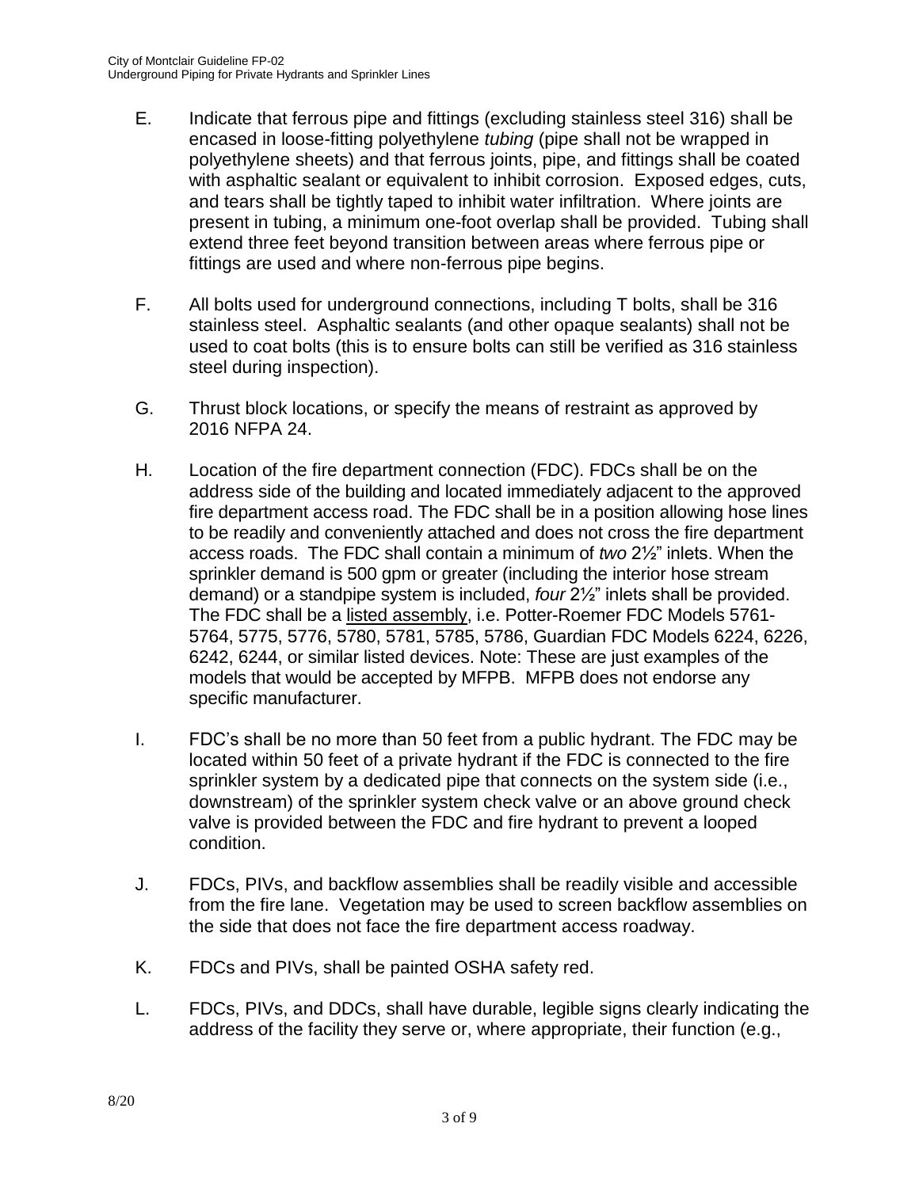E. Indicate that ferrous pipe and fittings (excluding stainless steel 316) shall be encased in loose-fitting polyethylene *tubing* (pipe shall not be wrapped in polyethylene sheets) and that ferrous joints, pipe, and fittings shall be coated with asphaltic sealant or equivalent to inhibit corrosion. Exposed edges, cuts, and tears shall be tightly taped to inhibit water infiltration. Where joints are present in tubing, a minimum one-foot overlap shall be provided. Tubing shall extend three feet beyond transition between areas where ferrous pipe or fittings are used and where non-ferrous pipe begins.

F. All bolts used for underground connections, including T bolts, shall be 316 stainless steel. Asphaltic sealants (and other opaque sealants) shall not be used to coat bolts (this is to ensure bolts can still be verified as 316 stainless steel during inspection).

G. Thrust block locations, or specify the means of restraint as approved by 2016 NFPA 24.

H. Location of the fire department connection (FDC). FDCs shall be on the address side of the building and located immediately adjacent to the approved fire department access road. The FDC shall be in a position allowing hose lines to be readily and conveniently attached and does not cross the fire department access roads. The FDC shall contain a minimum of *two* 2½" inlets. When the sprinkler demand is 500 gpm or greater (including the interior hose stream demand) or a standpipe system is included, *four* 2½" inlets shall be provided. The FDC shall be a <u>listed assembly</u>, i.e. Potter-Roemer FDC Models 5761-5764, 5775, 5776, 5780, 5781, 5785, 5786, Guardian FDC Models 6224, 6226, 6242, 6244, or similar listed devices. Note: These are just examples of the models that would be accepted by MFPB. MFPB does not endorse any specific manufacturer.

I. FDC's shall be no more than 50 feet from a public hydrant. The FDC may be located within 50 feet of a private hydrant if the FDC is connected to the fire sprinkler system by a dedicated pipe that connects on the system side (i.e., downstream) of the sprinkler system check valve or an above ground check valve is provided between the FDC and fire hydrant to prevent a looped condition.

J. FDCs, PIVs, and backflow assemblies shall be readily visible and accessible from the fire lane. Vegetation may be used to screen backflow assemblies on the side that does not face the fire department access roadway.

K. FDCs and PIVs, shall be painted OSHA safety red.

L. FDCs, PIVs, and DDCs, shall have durable, legible signs clearly indicating the address of the facility they serve or, where appropriate, their function (e.g.,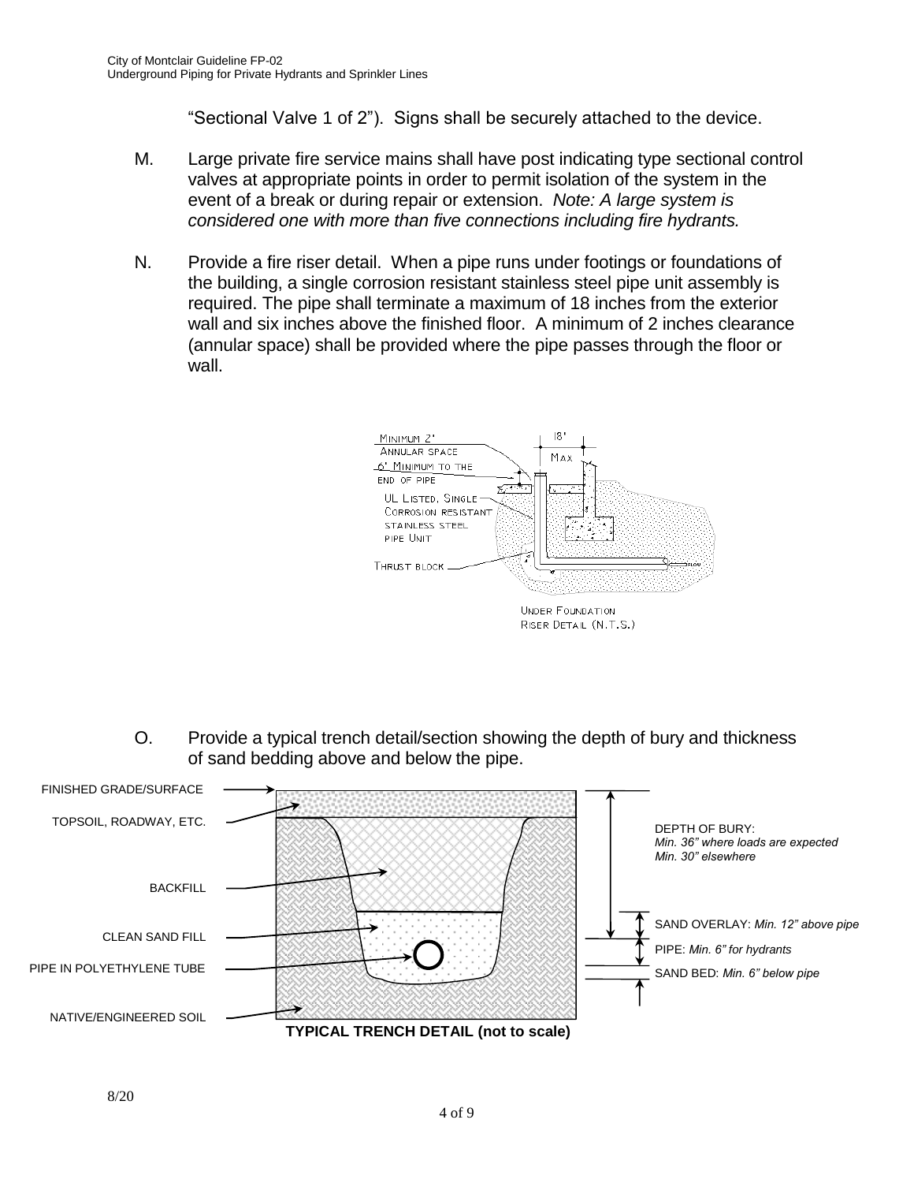"Sectional Valve 1 of 2"). Signs shall be securely attached to the device.

M. Large private fire service mains shall have post indicating type sectional control valves at appropriate points in order to permit isolation of the system in the event of a break or during repair or extension. *Note: A large system is considered one with more than five connections including fire hydrants.*

N. Provide a fire riser detail. When a pipe runs under footings or foundations of the building, a single corrosion resistant stainless steel pipe unit assembly is required. The pipe shall terminate a maximum of 18 inches from the exterior wall and six inches above the finished floor. A minimum of 2 inches clearance (annular space) shall be provided where the pipe passes through the floor or wall.

MINIMUM 2" ANNULAR SPACE

6" MINIMUM TO THE END OF PIPE

18" MAX

UL LISTED, SINGLE CORROSION RESISTANT STAINLESS STEEL PIPE UNIT

THRUST BLOCK

FLOW

UNDER FOUNDATION RISER DETAIL (N.T.S.)

O. Provide a typical trench detail/section showing the depth of bury and thickness of sand bedding above and below the pipe.

FINISHED GRADE/SURFACE

TOPSOIL, ROADWAY, ETC.

BACKFILL

CLEAN SAND FILL

PIPE IN POLYETHYLENE TUBE

NATIVE/ENGINEERED SOIL

DEPTH OF BURY: *Min. 36" where loads are expected* *Min. 30" elsewhere*

SAND OVERLAY: *Min. 12" above pipe*

PIPE: *Min. 6" for hydrants*

SAND BED: *Min. 6" below pipe*

**TYPICAL TRENCH DETAIL (not to scale)**

8/20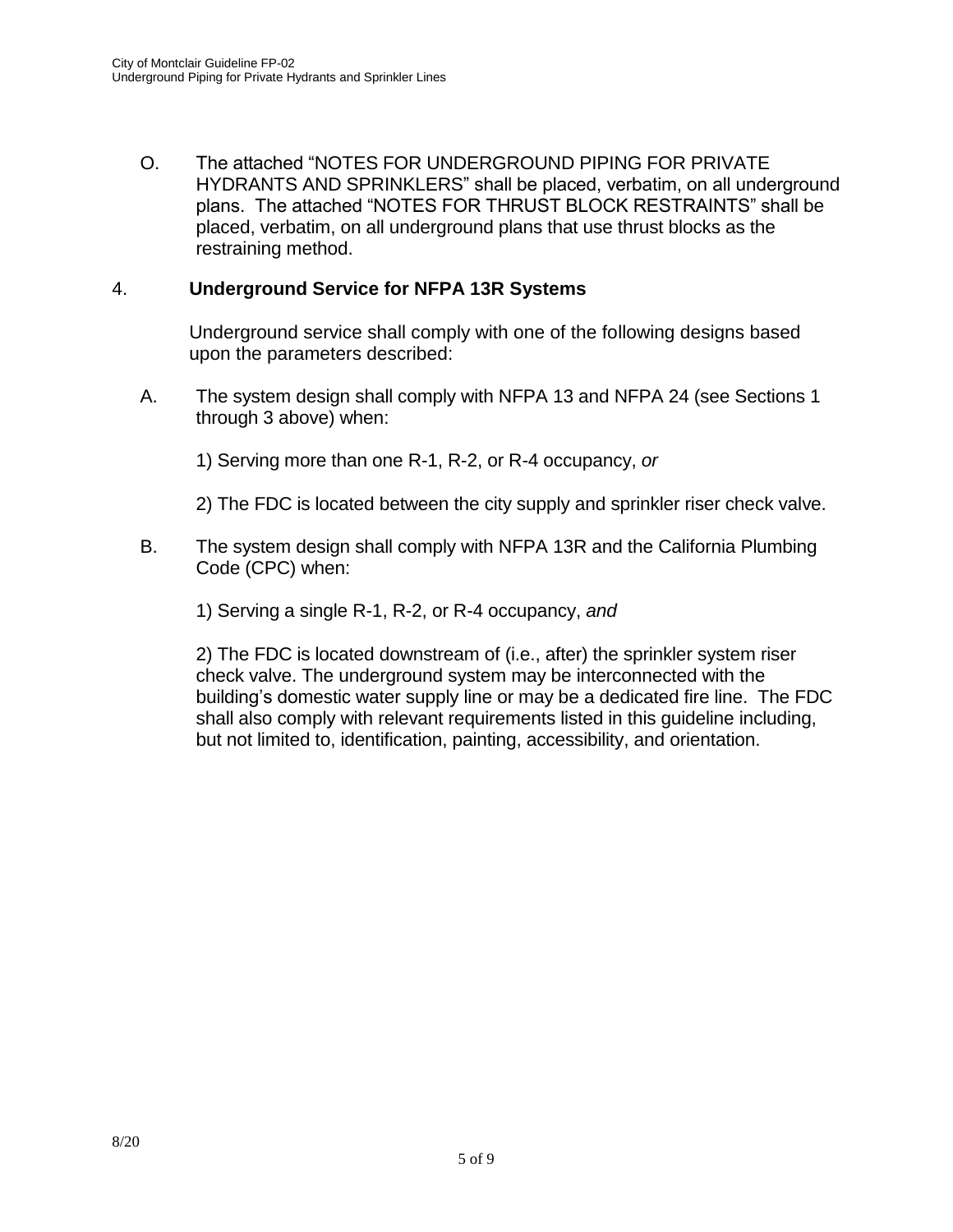O. The attached "NOTES FOR UNDERGROUND PIPING FOR PRIVATE HYDRANTS AND SPRINKLERS" shall be placed, verbatim, on all underground plans. The attached "NOTES FOR THRUST BLOCK RESTRAINTS" shall be placed, verbatim, on all underground plans that use thrust blocks as the restraining method.

## 4. **Underground Service for NFPA 13R Systems**

Underground service shall comply with one of the following designs based upon the parameters described:

A. The system design shall comply with NFPA 13 and NFPA 24 (see Sections 1 through 3 above) when:

1) Serving more than one R-1, R-2, or R-4 occupancy, *or*

2) The FDC is located between the city supply and sprinkler riser check valve.

B. The system design shall comply with NFPA 13R and the California Plumbing Code (CPC) when:

1) Serving a single R-1, R-2, or R-4 occupancy, *and*

2) The FDC is located downstream of (i.e., after) the sprinkler system riser check valve. The underground system may be interconnected with the building's domestic water supply line or may be a dedicated fire line. The FDC shall also comply with relevant requirements listed in this guideline including, but not limited to, identification, painting, accessibility, and orientation.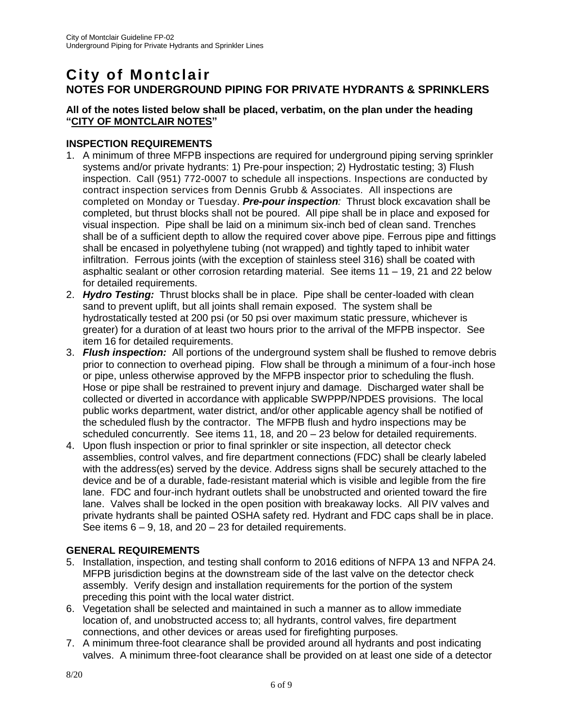# City of Montclair

## NOTES FOR UNDERGROUND PIPING FOR PRIVATE HYDRANTS & SPRINKLERS

**All of the notes listed below shall be placed, verbatim, on the plan under the heading "<u>CITY OF MONTCLAIR NOTES</u>"**

### INSPECTION REQUIREMENTS

1. A minimum of three MFPB inspections are required for underground piping serving sprinkler systems and/or private hydrants: 1) Pre-pour inspection; 2) Hydrostatic testing; 3) Flush inspection. Call (951) 772-0007 to schedule all inspections. Inspections are conducted by contract inspection services from Dennis Grubb & Associates. All inspections are completed on Monday or Tuesday. ***Pre-pour inspection:*** Thrust block excavation shall be completed, but thrust blocks shall not be poured. All pipe shall be in place and exposed for visual inspection. Pipe shall be laid on a minimum six-inch bed of clean sand. Trenches shall be of a sufficient depth to allow the required cover above pipe. Ferrous pipe and fittings shall be encased in polyethylene tubing (not wrapped) and tightly taped to inhibit water infiltration. Ferrous joints (with the exception of stainless steel 316) shall be coated with asphaltic sealant or other corrosion retarding material. See items 11 – 19, 21 and 22 below for detailed requirements.
2. ***Hydro Testing:*** Thrust blocks shall be in place. Pipe shall be center-loaded with clean sand to prevent uplift, but all joints shall remain exposed. The system shall be hydrostatically tested at 200 psi (or 50 psi over maximum static pressure, whichever is greater) for a duration of at least two hours prior to the arrival of the MFPB inspector. See item 16 for detailed requirements.
3. ***Flush inspection:*** All portions of the underground system shall be flushed to remove debris prior to connection to overhead piping. Flow shall be through a minimum of a four-inch hose or pipe, unless otherwise approved by the MFPB inspector prior to scheduling the flush. Hose or pipe shall be restrained to prevent injury and damage. Discharged water shall be collected or diverted in accordance with applicable SWPPP/NPDES provisions. The local public works department, water district, and/or other applicable agency shall be notified of the scheduled flush by the contractor. The MFPB flush and hydro inspections may be scheduled concurrently. See items 11, 18, and 20 – 23 below for detailed requirements.
4. Upon flush inspection or prior to final sprinkler or site inspection, all detector check assemblies, control valves, and fire department connections (FDC) shall be clearly labeled with the address(es) served by the device. Address signs shall be securely attached to the device and be of a durable, fade-resistant material which is visible and legible from the fire lane. FDC and four-inch hydrant outlets shall be unobstructed and oriented toward the fire lane. Valves shall be locked in the open position with breakaway locks. All PIV valves and private hydrants shall be painted OSHA safety red. Hydrant and FDC caps shall be in place. See items 6 – 9, 18, and 20 – 23 for detailed requirements.

### GENERAL REQUIREMENTS

5. Installation, inspection, and testing shall conform to 2016 editions of NFPA 13 and NFPA 24. MFPB jurisdiction begins at the downstream side of the last valve on the detector check assembly. Verify design and installation requirements for the portion of the system preceding this point with the local water district.
6. Vegetation shall be selected and maintained in such a manner as to allow immediate location of, and unobstructed access to; all hydrants, control valves, fire department connections, and other devices or areas used for firefighting purposes.
7. A minimum three-foot clearance shall be provided around all hydrants and post indicating valves. A minimum three-foot clearance shall be provided on at least one side of a detector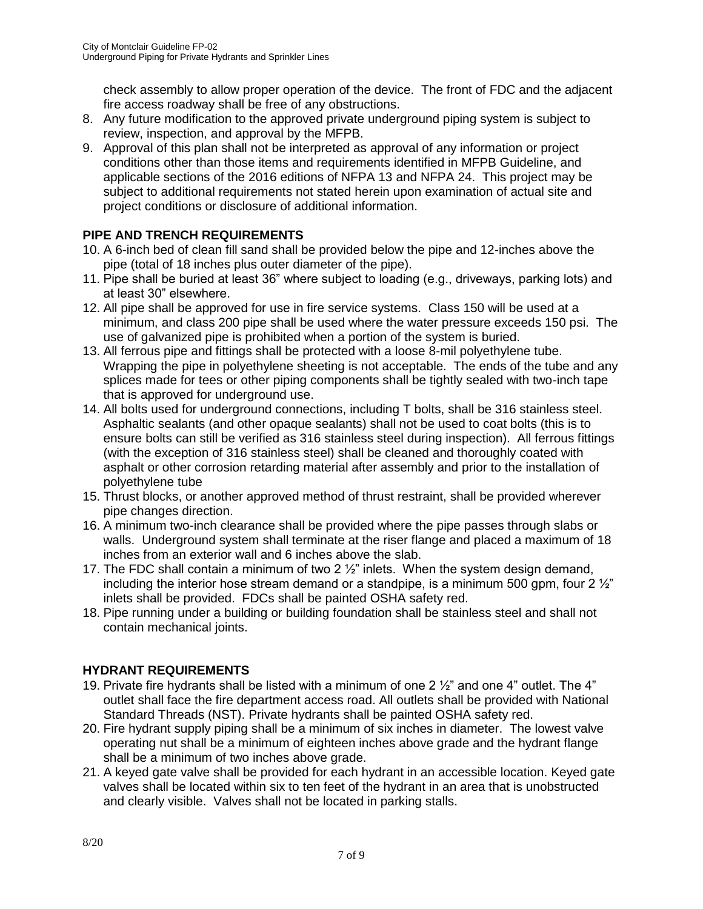check assembly to allow proper operation of the device. The front of FDC and the adjacent fire access roadway shall be free of any obstructions.

8. Any future modification to the approved private underground piping system is subject to review, inspection, and approval by the MFPB.
9. Approval of this plan shall not be interpreted as approval of any information or project conditions other than those items and requirements identified in MFPB Guideline, and applicable sections of the 2016 editions of NFPA 13 and NFPA 24. This project may be subject to additional requirements not stated herein upon examination of actual site and project conditions or disclosure of additional information.

## PIPE AND TRENCH REQUIREMENTS

10. A 6-inch bed of clean fill sand shall be provided below the pipe and 12-inches above the pipe (total of 18 inches plus outer diameter of the pipe).
11. Pipe shall be buried at least 36" where subject to loading (e.g., driveways, parking lots) and at least 30" elsewhere.
12. All pipe shall be approved for use in fire service systems. Class 150 will be used at a minimum, and class 200 pipe shall be used where the water pressure exceeds 150 psi. The use of galvanized pipe is prohibited when a portion of the system is buried.
13. All ferrous pipe and fittings shall be protected with a loose 8-mil polyethylene tube. Wrapping the pipe in polyethylene sheeting is not acceptable. The ends of the tube and any splices made for tees or other piping components shall be tightly sealed with two-inch tape that is approved for underground use.
14. All bolts used for underground connections, including T bolts, shall be 316 stainless steel. Asphaltic sealants (and other opaque sealants) shall not be used to coat bolts (this is to ensure bolts can still be verified as 316 stainless steel during inspection). All ferrous fittings (with the exception of 316 stainless steel) shall be cleaned and thoroughly coated with asphalt or other corrosion retarding material after assembly and prior to the installation of polyethylene tube
15. Thrust blocks, or another approved method of thrust restraint, shall be provided wherever pipe changes direction.
16. A minimum two-inch clearance shall be provided where the pipe passes through slabs or walls. Underground system shall terminate at the riser flange and placed a maximum of 18 inches from an exterior wall and 6 inches above the slab.
17. The FDC shall contain a minimum of two 2 ½" inlets. When the system design demand, including the interior hose stream demand or a standpipe, is a minimum 500 gpm, four 2 ½" inlets shall be provided. FDCs shall be painted OSHA safety red.
18. Pipe running under a building or building foundation shall be stainless steel and shall not contain mechanical joints.

## HYDRANT REQUIREMENTS

19. Private fire hydrants shall be listed with a minimum of one 2 ½" and one 4" outlet. The 4" outlet shall face the fire department access road. All outlets shall be provided with National Standard Threads (NST). Private hydrants shall be painted OSHA safety red.
20. Fire hydrant supply piping shall be a minimum of six inches in diameter. The lowest valve operating nut shall be a minimum of eighteen inches above grade and the hydrant flange shall be a minimum of two inches above grade.
21. A keyed gate valve shall be provided for each hydrant in an accessible location. Keyed gate valves shall be located within six to ten feet of the hydrant in an area that is unobstructed and clearly visible. Valves shall not be located in parking stalls.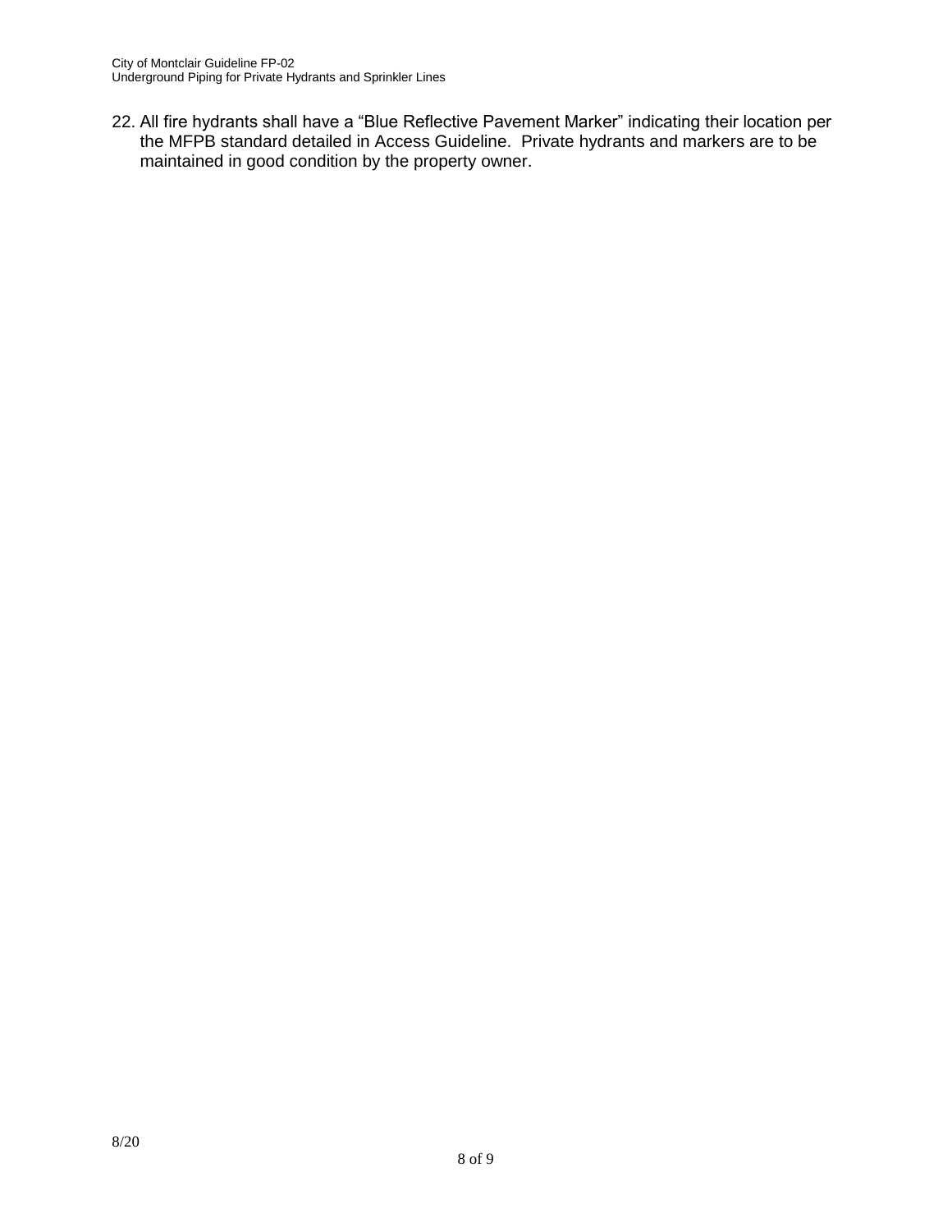22. All fire hydrants shall have a “Blue Reflective Pavement Marker” indicating their location per the MFPB standard detailed in Access Guideline. Private hydrants and markers are to be maintained in good condition by the property owner.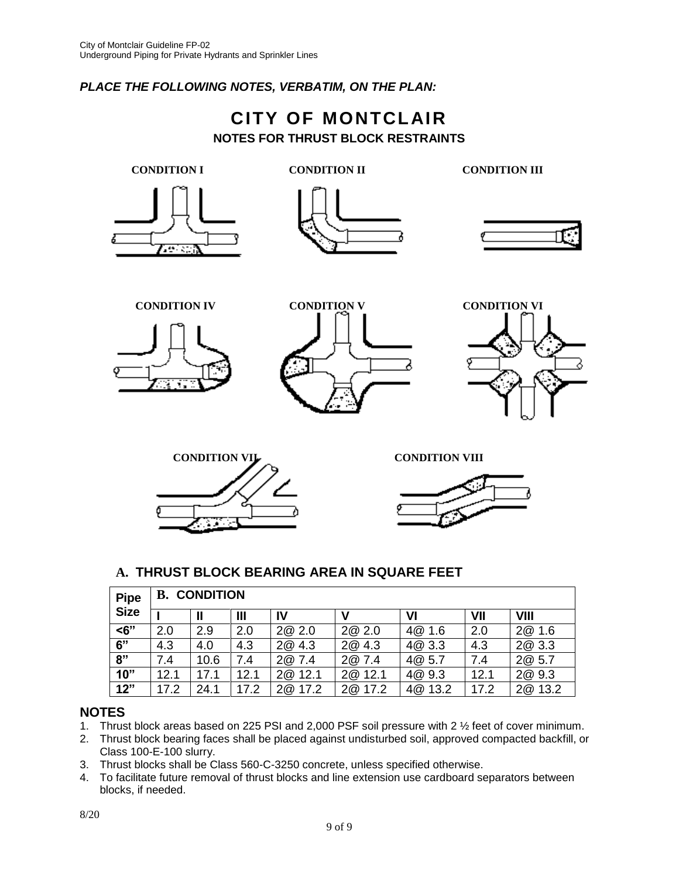*PLACE THE FOLLOWING NOTES, VERBATIM, ON THE PLAN:*

# CITY OF MONTCLAIR

## NOTES FOR THRUST BLOCK RESTRAINTS

CONDITION I

CONDITION II

CONDITION III

CONDITION IV

CONDITION V

CONDITION VI

CONDITION VII

CONDITION VIII

### A. THRUST BLOCK BEARING AREA IN SQUARE FEET

| Pipe Size | B. CONDITION | | | | | | | |
|---|---|---|---|---|---|---|---|---|
| | I | II | III | IV | V | VI | VII | VIII |
| <6" | 2.0 | 2.9 | 2.0 | 2@ 2.0 | 2@ 2.0 | 4@ 1.6 | 2.0 | 2@ 1.6 |
| 6" | 4.3 | 4.0 | 4.3 | 2@ 4.3 | 2@ 4.3 | 4@ 3.3 | 4.3 | 2@ 3.3 |
| 8" | 7.4 | 10.6 | 7.4 | 2@ 7.4 | 2@ 7.4 | 4@ 5.7 | 7.4 | 2@ 5.7 |
| 10" | 12.1 | 17.1 | 12.1 | 2@ 12.1 | 2@ 12.1 | 4@ 9.3 | 12.1 | 2@ 9.3 |
| 12" | 17.2 | 24.1 | 17.2 | 2@ 17.2 | 2@ 17.2 | 4@ 13.2 | 17.2 | 2@ 13.2 |

### NOTES

1. Thrust block areas based on 225 PSI and 2,000 PSF soil pressure with 2 ½ feet of cover minimum.
2. Thrust block bearing faces shall be placed against undisturbed soil, approved compacted backfill, or Class 100-E-100 slurry.
3. Thrust blocks shall be Class 560-C-3250 concrete, unless specified otherwise.
4. To facilitate future removal of thrust blocks and line extension use cardboard separators between blocks, if needed.

8/20